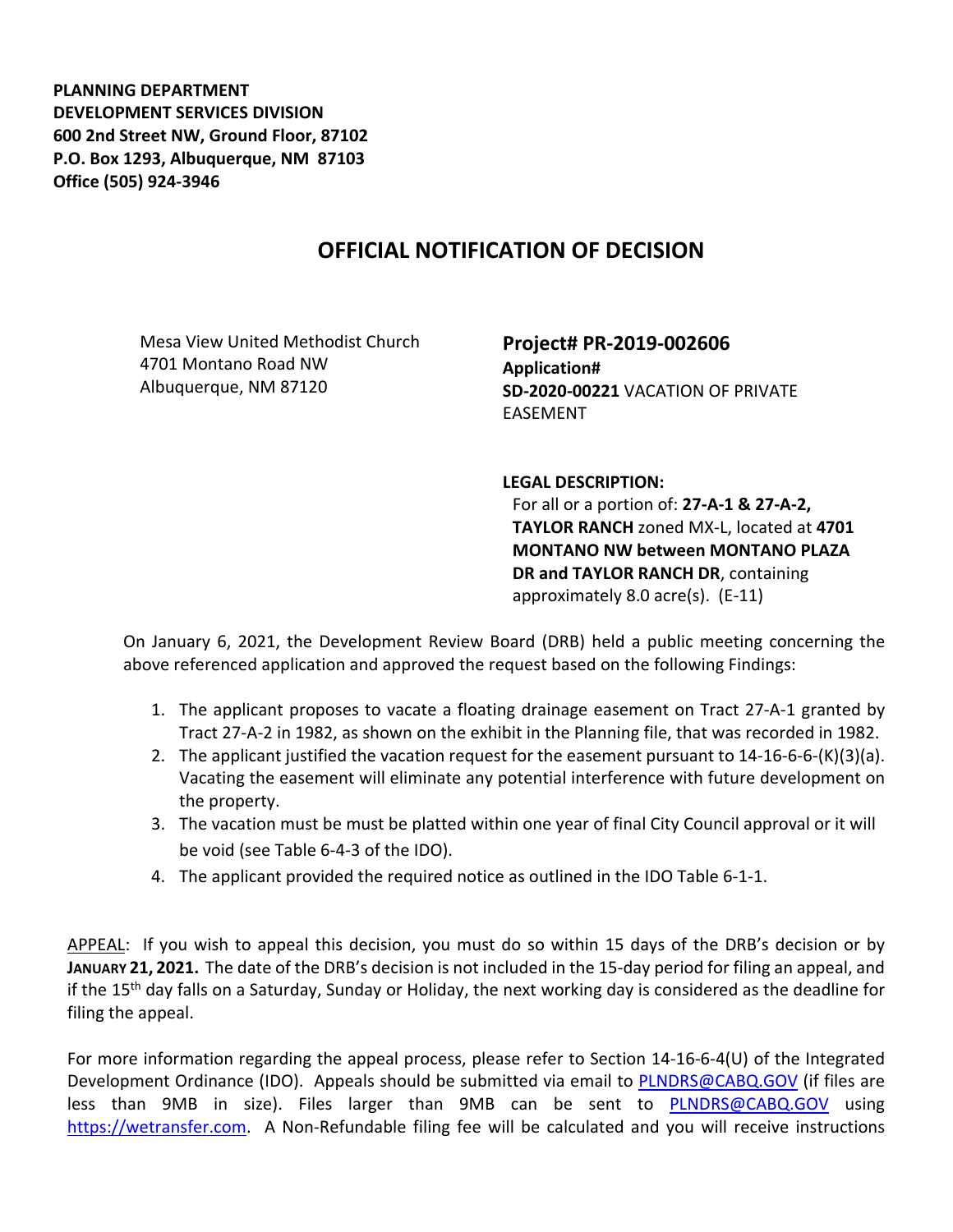**PLANNING DEPARTMENT**
**DEVELOPMENT SERVICES DIVISION**
**600 2nd Street NW, Ground Floor, 87102**
**P.O. Box 1293, Albuquerque, NM 87103**
**Office (505) 924-3946**

# OFFICIAL NOTIFICATION OF DECISION

Mesa View United Methodist Church
4701 Montano Road NW
Albuquerque, NM 87120

**Project# PR-2019-002606**
**Application#**
**SD-2020-00221** VACATION OF PRIVATE EASEMENT

**LEGAL DESCRIPTION:**
For all or a portion of: **27-A-1 & 27-A-2, TAYLOR RANCH** zoned MX-L, located at **4701 MONTANO NW between MONTANO PLAZA DR and TAYLOR RANCH DR**, containing approximately 8.0 acre(s). (E-11)

On January 6, 2021, the Development Review Board (DRB) held a public meeting concerning the above referenced application and approved the request based on the following Findings:

1. The applicant proposes to vacate a floating drainage easement on Tract 27-A-1 granted by Tract 27-A-2 in 1982, as shown on the exhibit in the Planning file, that was recorded in 1982.
2. The applicant justified the vacation request for the easement pursuant to 14-16-6-6-(K)(3)(a). Vacating the easement will eliminate any potential interference with future development on the property.
3. The vacation must be must be platted within one year of final City Council approval or it will be void (see Table 6-4-3 of the IDO).
4. The applicant provided the required notice as outlined in the IDO Table 6-1-1.

APPEAL: If you wish to appeal this decision, you must do so within 15 days of the DRB's decision or by **JANUARY 21, 2021.** The date of the DRB's decision is not included in the 15-day period for filing an appeal, and if the 15th day falls on a Saturday, Sunday or Holiday, the next working day is considered as the deadline for filing the appeal.

For more information regarding the appeal process, please refer to Section 14-16-6-4(U) of the Integrated Development Ordinance (IDO). Appeals should be submitted via email to PLNDRS@CABQ.GOV (if files are less than 9MB in size). Files larger than 9MB can be sent to PLNDRS@CABQ.GOV using https://wetransfer.com. A Non-Refundable filing fee will be calculated and you will receive instructions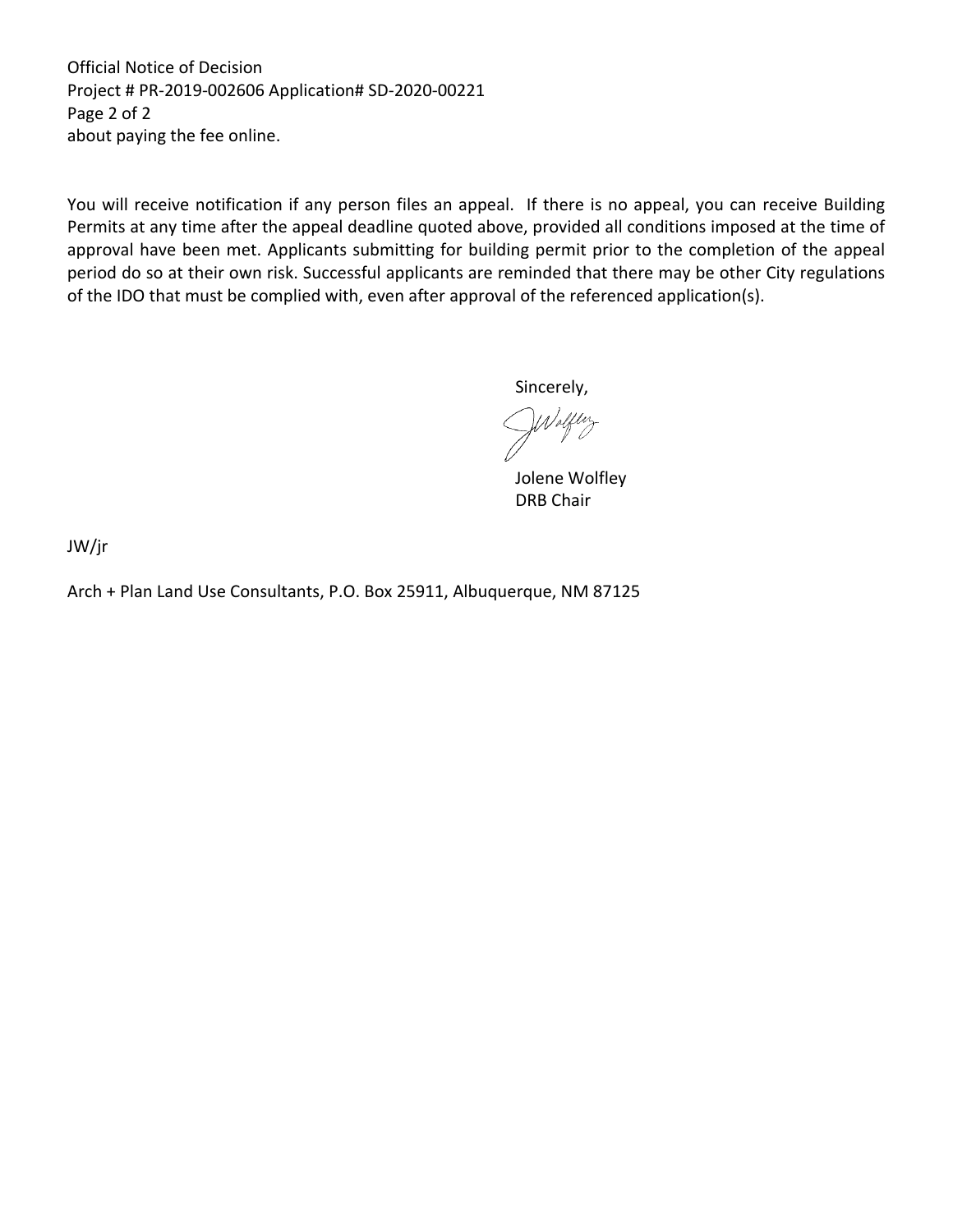about paying the fee online.

You will receive notification if any person files an appeal. If there is no appeal, you can receive Building Permits at any time after the appeal deadline quoted above, provided all conditions imposed at the time of approval have been met. Applicants submitting for building permit prior to the completion of the appeal period do so at their own risk. Successful applicants are reminded that there may be other City regulations of the IDO that must be complied with, even after approval of the referenced application(s).

Sincerely,

Jolene Wolfley
DRB Chair

JW/jr

Arch + Plan Land Use Consultants, P.O. Box 25911, Albuquerque, NM 87125